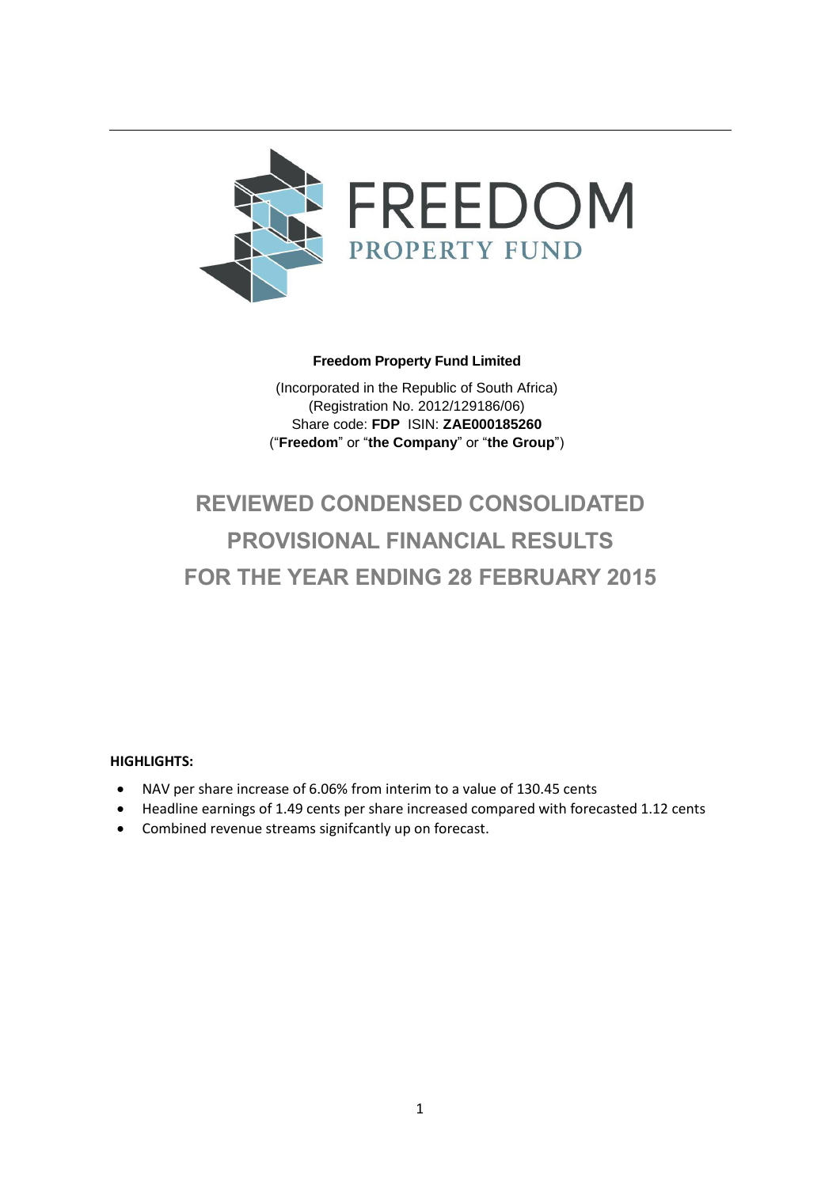FREEDOM
PROPERTY FUND

**Freedom Property Fund Limited**

(Incorporated in the Republic of South Africa)
(Registration No. 2012/129186/06)
Share code: **FDP** ISIN: **ZAE000185260**
("**Freedom**" or "**the Company**" or "**the Group**")

# REVIEWED CONDENSED CONSOLIDATED PROVISIONAL FINANCIAL RESULTS FOR THE YEAR ENDING 28 FEBRUARY 2015

**HIGHLIGHTS:**

- NAV per share increase of 6.06% from interim to a value of 130.45 cents
- Headline earnings of 1.49 cents per share increased compared with forecasted 1.12 cents
- Combined revenue streams signifcantly up on forecast.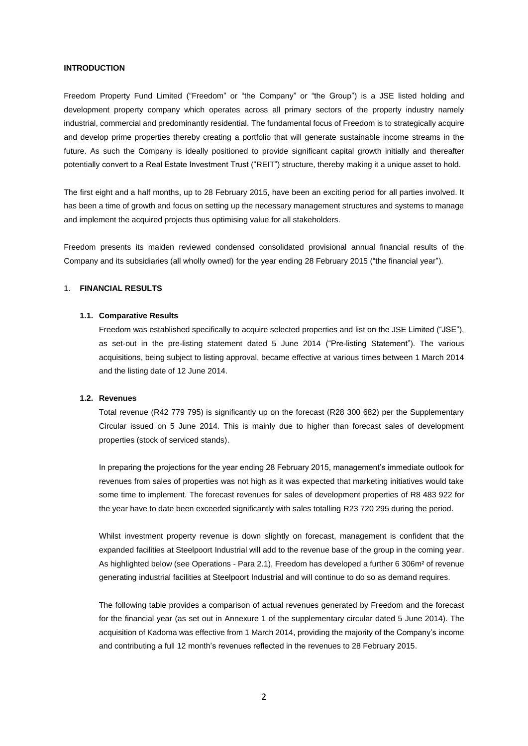**INTRODUCTION**

Freedom Property Fund Limited ("Freedom" or "the Company" or "the Group") is a JSE listed holding and development property company which operates across all primary sectors of the property industry namely industrial, commercial and predominantly residential. The fundamental focus of Freedom is to strategically acquire and develop prime properties thereby creating a portfolio that will generate sustainable income streams in the future. As such the Company is ideally positioned to provide significant capital growth initially and thereafter potentially convert to a Real Estate Investment Trust ("REIT") structure, thereby making it a unique asset to hold.

The first eight and a half months, up to 28 February 2015, have been an exciting period for all parties involved. It has been a time of growth and focus on setting up the necessary management structures and systems to manage and implement the acquired projects thus optimising value for all stakeholders.

Freedom presents its maiden reviewed condensed consolidated provisional annual financial results of the Company and its subsidiaries (all wholly owned) for the year ending 28 February 2015 ("the financial year").

1. **FINANCIAL RESULTS**

**1.1. Comparative Results**

Freedom was established specifically to acquire selected properties and list on the JSE Limited ("JSE"), as set-out in the pre-listing statement dated 5 June 2014 ("Pre-listing Statement"). The various acquisitions, being subject to listing approval, became effective at various times between 1 March 2014 and the listing date of 12 June 2014.

**1.2. Revenues**

Total revenue (R42 779 795) is significantly up on the forecast (R28 300 682) per the Supplementary Circular issued on 5 June 2014. This is mainly due to higher than forecast sales of development properties (stock of serviced stands).

In preparing the projections for the year ending 28 February 2015, management's immediate outlook for revenues from sales of properties was not high as it was expected that marketing initiatives would take some time to implement. The forecast revenues for sales of development properties of R8 483 922 for the year have to date been exceeded significantly with sales totalling R23 720 295 during the period.

Whilst investment property revenue is down slightly on forecast, management is confident that the expanded facilities at Steelpoort Industrial will add to the revenue base of the group in the coming year. As highlighted below (see Operations - Para 2.1), Freedom has developed a further 6 306m² of revenue generating industrial facilities at Steelpoort Industrial and will continue to do so as demand requires.

The following table provides a comparison of actual revenues generated by Freedom and the forecast for the financial year (as set out in Annexure 1 of the supplementary circular dated 5 June 2014). The acquisition of Kadoma was effective from 1 March 2014, providing the majority of the Company's income and contributing a full 12 month's revenues reflected in the revenues to 28 February 2015.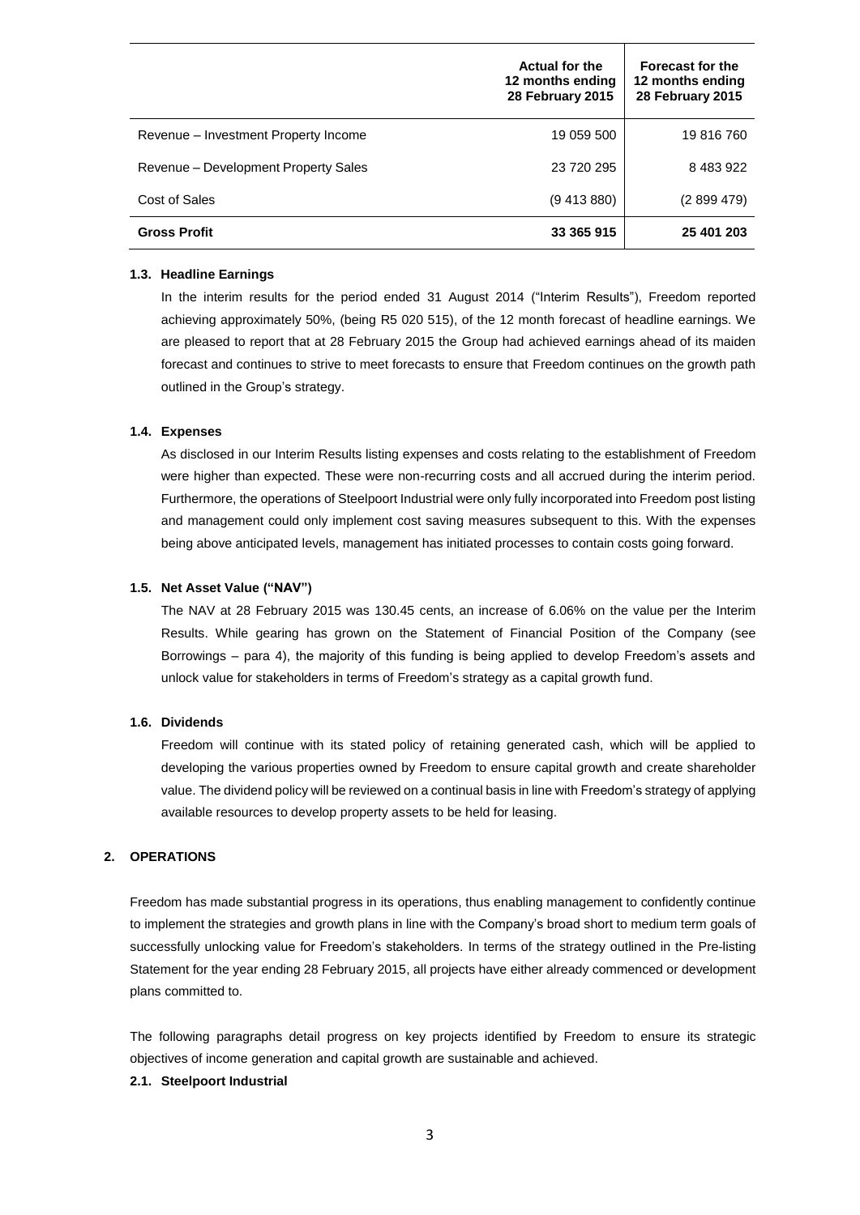| | Actual for the 12 months ending 28 February 2015 | Forecast for the 12 months ending 28 February 2015 |
|---|---|---|
| Revenue – Investment Property Income | 19 059 500 | 19 816 760 |
| Revenue – Development Property Sales | 23 720 295 | 8 483 922 |
| Cost of Sales | (9 413 880) | (2 899 479) |
| **Gross Profit** | **33 365 915** | **25 401 203** |

### 1.3. Headline Earnings

In the interim results for the period ended 31 August 2014 ("Interim Results"), Freedom reported achieving approximately 50%, (being R5 020 515), of the 12 month forecast of headline earnings. We are pleased to report that at 28 February 2015 the Group had achieved earnings ahead of its maiden forecast and continues to strive to meet forecasts to ensure that Freedom continues on the growth path outlined in the Group's strategy.

### 1.4. Expenses

As disclosed in our Interim Results listing expenses and costs relating to the establishment of Freedom were higher than expected. These were non-recurring costs and all accrued during the interim period. Furthermore, the operations of Steelpoort Industrial were only fully incorporated into Freedom post listing and management could only implement cost saving measures subsequent to this. With the expenses being above anticipated levels, management has initiated processes to contain costs going forward.

### 1.5. Net Asset Value ("NAV")

The NAV at 28 February 2015 was 130.45 cents, an increase of 6.06% on the value per the Interim Results. While gearing has grown on the Statement of Financial Position of the Company (see Borrowings – para 4), the majority of this funding is being applied to develop Freedom's assets and unlock value for stakeholders in terms of Freedom's strategy as a capital growth fund.

### 1.6. Dividends

Freedom will continue with its stated policy of retaining generated cash, which will be applied to developing the various properties owned by Freedom to ensure capital growth and create shareholder value. The dividend policy will be reviewed on a continual basis in line with Freedom's strategy of applying available resources to develop property assets to be held for leasing.

## 2. OPERATIONS

Freedom has made substantial progress in its operations, thus enabling management to confidently continue to implement the strategies and growth plans in line with the Company's broad short to medium term goals of successfully unlocking value for Freedom's stakeholders. In terms of the strategy outlined in the Pre-listing Statement for the year ending 28 February 2015, all projects have either already commenced or development plans committed to.

The following paragraphs detail progress on key projects identified by Freedom to ensure its strategic objectives of income generation and capital growth are sustainable and achieved.

### 2.1. Steelpoort Industrial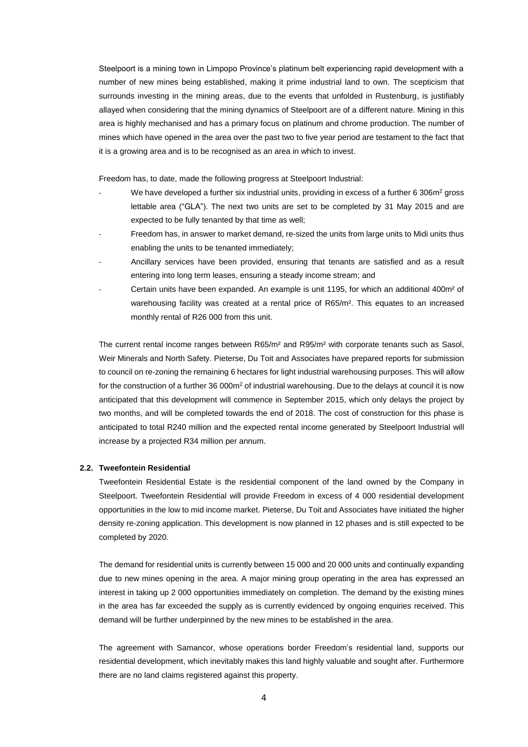Steelpoort is a mining town in Limpopo Province's platinum belt experiencing rapid development with a number of new mines being established, making it prime industrial land to own. The scepticism that surrounds investing in the mining areas, due to the events that unfolded in Rustenburg, is justifiably allayed when considering that the mining dynamics of Steelpoort are of a different nature. Mining in this area is highly mechanised and has a primary focus on platinum and chrome production. The number of mines which have opened in the area over the past two to five year period are testament to the fact that it is a growing area and is to be recognised as an area in which to invest.

Freedom has, to date, made the following progress at Steelpoort Industrial:

- We have developed a further six industrial units, providing in excess of a further 6 306m² gross lettable area ("GLA"). The next two units are set to be completed by 31 May 2015 and are expected to be fully tenanted by that time as well;
- Freedom has, in answer to market demand, re-sized the units from large units to Midi units thus enabling the units to be tenanted immediately;
- Ancillary services have been provided, ensuring that tenants are satisfied and as a result entering into long term leases, ensuring a steady income stream; and
- Certain units have been expanded. An example is unit 1195, for which an additional 400m² of warehousing facility was created at a rental price of R65/m². This equates to an increased monthly rental of R26 000 from this unit.

The current rental income ranges between R65/m² and R95/m² with corporate tenants such as Sasol, Weir Minerals and North Safety. Pieterse, Du Toit and Associates have prepared reports for submission to council on re-zoning the remaining 6 hectares for light industrial warehousing purposes. This will allow for the construction of a further 36 000m² of industrial warehousing. Due to the delays at council it is now anticipated that this development will commence in September 2015, which only delays the project by two months, and will be completed towards the end of 2018. The cost of construction for this phase is anticipated to total R240 million and the expected rental income generated by Steelpoort Industrial will increase by a projected R34 million per annum.

### 2.2. Tweefontein Residential

Tweefontein Residential Estate is the residential component of the land owned by the Company in Steelpoort. Tweefontein Residential will provide Freedom in excess of 4 000 residential development opportunities in the low to mid income market. Pieterse, Du Toit and Associates have initiated the higher density re-zoning application. This development is now planned in 12 phases and is still expected to be completed by 2020.

The demand for residential units is currently between 15 000 and 20 000 units and continually expanding due to new mines opening in the area. A major mining group operating in the area has expressed an interest in taking up 2 000 opportunities immediately on completion. The demand by the existing mines in the area has far exceeded the supply as is currently evidenced by ongoing enquiries received. This demand will be further underpinned by the new mines to be established in the area.

The agreement with Samancor, whose operations border Freedom's residential land, supports our residential development, which inevitably makes this land highly valuable and sought after. Furthermore there are no land claims registered against this property.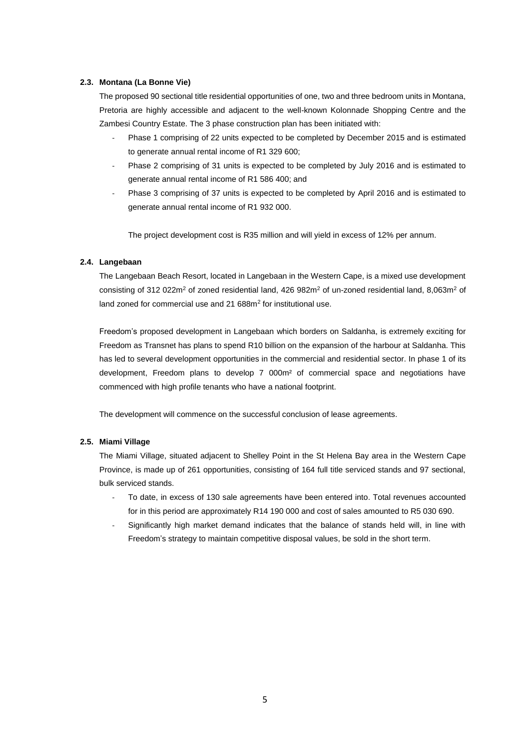### 2.3. Montana (La Bonne Vie)

The proposed 90 sectional title residential opportunities of one, two and three bedroom units in Montana, Pretoria are highly accessible and adjacent to the well-known Kolonnade Shopping Centre and the Zambesi Country Estate. The 3 phase construction plan has been initiated with:

- Phase 1 comprising of 22 units expected to be completed by December 2015 and is estimated to generate annual rental income of R1 329 600;
- Phase 2 comprising of 31 units is expected to be completed by July 2016 and is estimated to generate annual rental income of R1 586 400; and
- Phase 3 comprising of 37 units is expected to be completed by April 2016 and is estimated to generate annual rental income of R1 932 000.

The project development cost is R35 million and will yield in excess of 12% per annum.

### 2.4. Langebaan

The Langebaan Beach Resort, located in Langebaan in the Western Cape, is a mixed use development consisting of 312 022m$^2$ of zoned residential land, 426 982m$^2$ of un-zoned residential land, 8,063m$^2$ of land zoned for commercial use and 21 688m$^2$ for institutional use.

Freedom's proposed development in Langebaan which borders on Saldanha, is extremely exciting for Freedom as Transnet has plans to spend R10 billion on the expansion of the harbour at Saldanha. This has led to several development opportunities in the commercial and residential sector. In phase 1 of its development, Freedom plans to develop 7 000m$^2$ of commercial space and negotiations have commenced with high profile tenants who have a national footprint.

The development will commence on the successful conclusion of lease agreements.

### 2.5. Miami Village

The Miami Village, situated adjacent to Shelley Point in the St Helena Bay area in the Western Cape Province, is made up of 261 opportunities, consisting of 164 full title serviced stands and 97 sectional, bulk serviced stands.

- To date, in excess of 130 sale agreements have been entered into. Total revenues accounted for in this period are approximately R14 190 000 and cost of sales amounted to R5 030 690.
- Significantly high market demand indicates that the balance of stands held will, in line with Freedom's strategy to maintain competitive disposal values, be sold in the short term.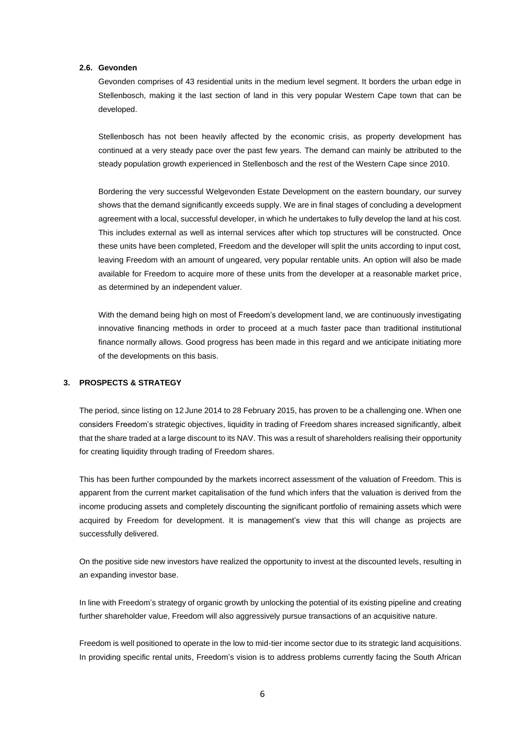### 2.6. Gevonden

Gevonden comprises of 43 residential units in the medium level segment. It borders the urban edge in Stellenbosch, making it the last section of land in this very popular Western Cape town that can be developed.

Stellenbosch has not been heavily affected by the economic crisis, as property development has continued at a very steady pace over the past few years. The demand can mainly be attributed to the steady population growth experienced in Stellenbosch and the rest of the Western Cape since 2010.

Bordering the very successful Welgevonden Estate Development on the eastern boundary, our survey shows that the demand significantly exceeds supply. We are in final stages of concluding a development agreement with a local, successful developer, in which he undertakes to fully develop the land at his cost. This includes external as well as internal services after which top structures will be constructed. Once these units have been completed, Freedom and the developer will split the units according to input cost, leaving Freedom with an amount of ungeared, very popular rentable units. An option will also be made available for Freedom to acquire more of these units from the developer at a reasonable market price, as determined by an independent valuer.

With the demand being high on most of Freedom's development land, we are continuously investigating innovative financing methods in order to proceed at a much faster pace than traditional institutional finance normally allows. Good progress has been made in this regard and we anticipate initiating more of the developments on this basis.

## 3. PROSPECTS & STRATEGY

The period, since listing on 12 June 2014 to 28 February 2015, has proven to be a challenging one. When one considers Freedom's strategic objectives, liquidity in trading of Freedom shares increased significantly, albeit that the share traded at a large discount to its NAV. This was a result of shareholders realising their opportunity for creating liquidity through trading of Freedom shares.

This has been further compounded by the markets incorrect assessment of the valuation of Freedom. This is apparent from the current market capitalisation of the fund which infers that the valuation is derived from the income producing assets and completely discounting the significant portfolio of remaining assets which were acquired by Freedom for development. It is management's view that this will change as projects are successfully delivered.

On the positive side new investors have realized the opportunity to invest at the discounted levels, resulting in an expanding investor base.

In line with Freedom's strategy of organic growth by unlocking the potential of its existing pipeline and creating further shareholder value, Freedom will also aggressively pursue transactions of an acquisitive nature.

Freedom is well positioned to operate in the low to mid-tier income sector due to its strategic land acquisitions. In providing specific rental units, Freedom's vision is to address problems currently facing the South African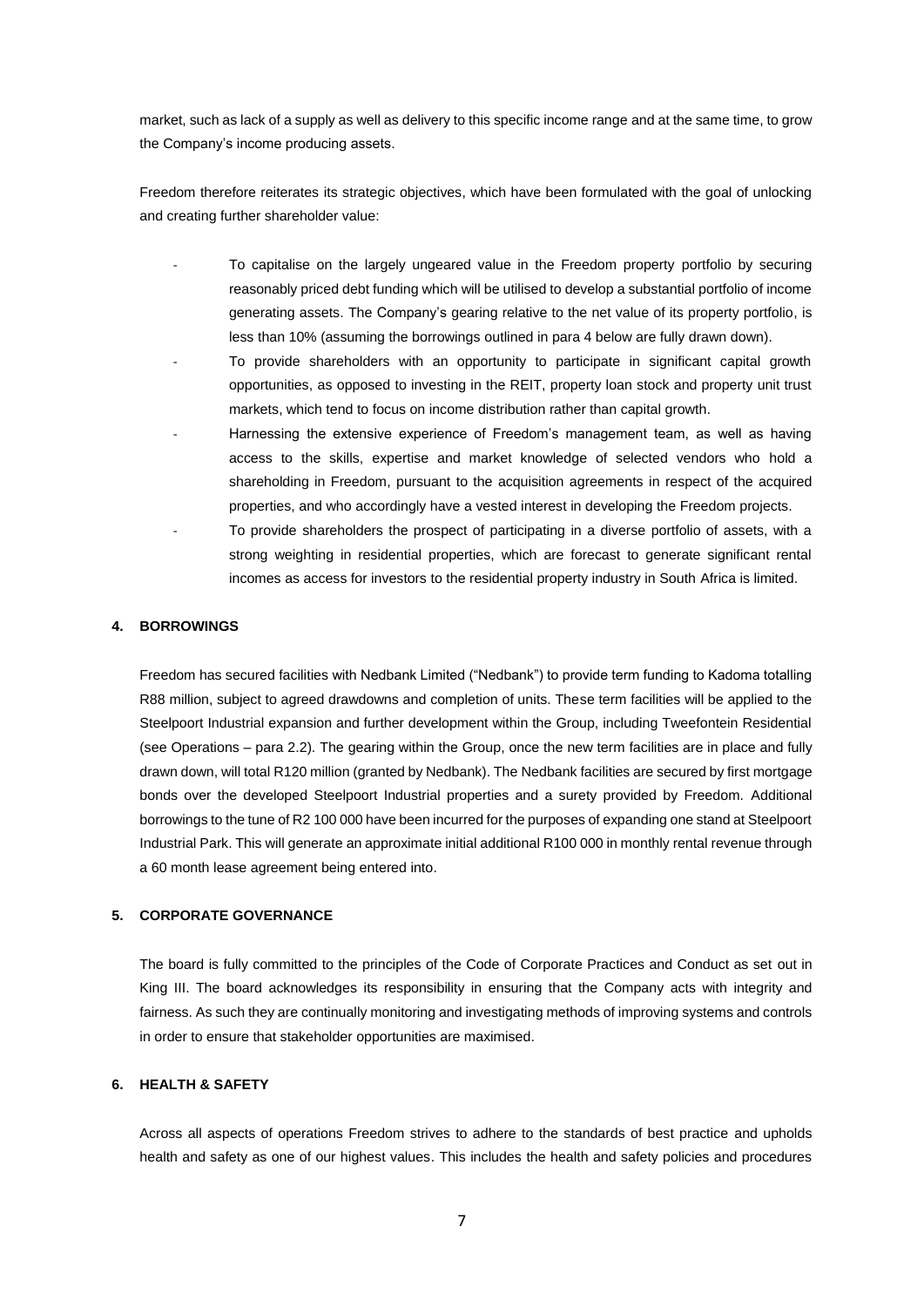market, such as lack of a supply as well as delivery to this specific income range and at the same time, to grow the Company's income producing assets.

Freedom therefore reiterates its strategic objectives, which have been formulated with the goal of unlocking and creating further shareholder value:

- To capitalise on the largely ungeared value in the Freedom property portfolio by securing reasonably priced debt funding which will be utilised to develop a substantial portfolio of income generating assets. The Company's gearing relative to the net value of its property portfolio, is less than 10% (assuming the borrowings outlined in para 4 below are fully drawn down).
- To provide shareholders with an opportunity to participate in significant capital growth opportunities, as opposed to investing in the REIT, property loan stock and property unit trust markets, which tend to focus on income distribution rather than capital growth.
- Harnessing the extensive experience of Freedom's management team, as well as having access to the skills, expertise and market knowledge of selected vendors who hold a shareholding in Freedom, pursuant to the acquisition agreements in respect of the acquired properties, and who accordingly have a vested interest in developing the Freedom projects.
- To provide shareholders the prospect of participating in a diverse portfolio of assets, with a strong weighting in residential properties, which are forecast to generate significant rental incomes as access for investors to the residential property industry in South Africa is limited.

## 4. BORROWINGS

Freedom has secured facilities with Nedbank Limited ("Nedbank") to provide term funding to Kadoma totalling R88 million, subject to agreed drawdowns and completion of units. These term facilities will be applied to the Steelpoort Industrial expansion and further development within the Group, including Tweefontein Residential (see Operations – para 2.2). The gearing within the Group, once the new term facilities are in place and fully drawn down, will total R120 million (granted by Nedbank). The Nedbank facilities are secured by first mortgage bonds over the developed Steelpoort Industrial properties and a surety provided by Freedom. Additional borrowings to the tune of R2 100 000 have been incurred for the purposes of expanding one stand at Steelpoort Industrial Park. This will generate an approximate initial additional R100 000 in monthly rental revenue through a 60 month lease agreement being entered into.

## 5. CORPORATE GOVERNANCE

The board is fully committed to the principles of the Code of Corporate Practices and Conduct as set out in King III. The board acknowledges its responsibility in ensuring that the Company acts with integrity and fairness. As such they are continually monitoring and investigating methods of improving systems and controls in order to ensure that stakeholder opportunities are maximised.

## 6. HEALTH & SAFETY

Across all aspects of operations Freedom strives to adhere to the standards of best practice and upholds health and safety as one of our highest values. This includes the health and safety policies and procedures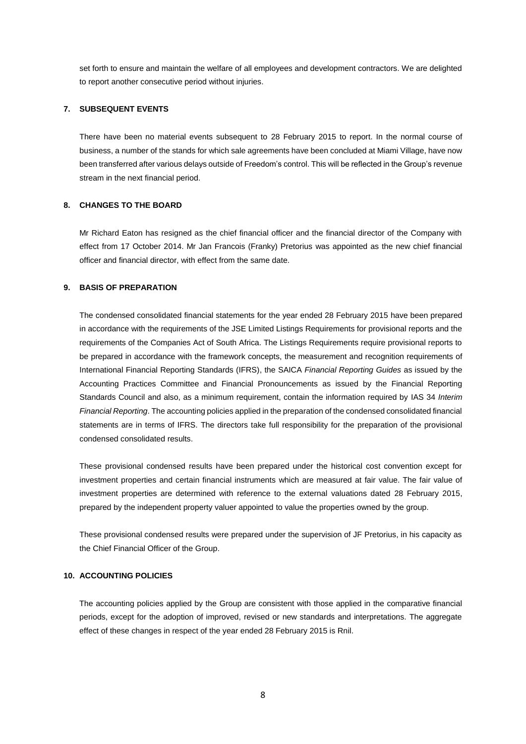set forth to ensure and maintain the welfare of all employees and development contractors. We are delighted to report another consecutive period without injuries.

## 7. SUBSEQUENT EVENTS

There have been no material events subsequent to 28 February 2015 to report. In the normal course of business, a number of the stands for which sale agreements have been concluded at Miami Village, have now been transferred after various delays outside of Freedom's control. This will be reflected in the Group's revenue stream in the next financial period.

## 8. CHANGES TO THE BOARD

Mr Richard Eaton has resigned as the chief financial officer and the financial director of the Company with effect from 17 October 2014. Mr Jan Francois (Franky) Pretorius was appointed as the new chief financial officer and financial director, with effect from the same date.

## 9. BASIS OF PREPARATION

The condensed consolidated financial statements for the year ended 28 February 2015 have been prepared in accordance with the requirements of the JSE Limited Listings Requirements for provisional reports and the requirements of the Companies Act of South Africa. The Listings Requirements require provisional reports to be prepared in accordance with the framework concepts, the measurement and recognition requirements of International Financial Reporting Standards (IFRS), the SAICA *Financial Reporting Guides* as issued by the Accounting Practices Committee and Financial Pronouncements as issued by the Financial Reporting Standards Council and also, as a minimum requirement, contain the information required by IAS 34 *Interim Financial Reporting*. The accounting policies applied in the preparation of the condensed consolidated financial statements are in terms of IFRS. The directors take full responsibility for the preparation of the provisional condensed consolidated results.

These provisional condensed results have been prepared under the historical cost convention except for investment properties and certain financial instruments which are measured at fair value. The fair value of investment properties are determined with reference to the external valuations dated 28 February 2015, prepared by the independent property valuer appointed to value the properties owned by the group.

These provisional condensed results were prepared under the supervision of JF Pretorius, in his capacity as the Chief Financial Officer of the Group.

## 10. ACCOUNTING POLICIES

The accounting policies applied by the Group are consistent with those applied in the comparative financial periods, except for the adoption of improved, revised or new standards and interpretations. The aggregate effect of these changes in respect of the year ended 28 February 2015 is Rnil.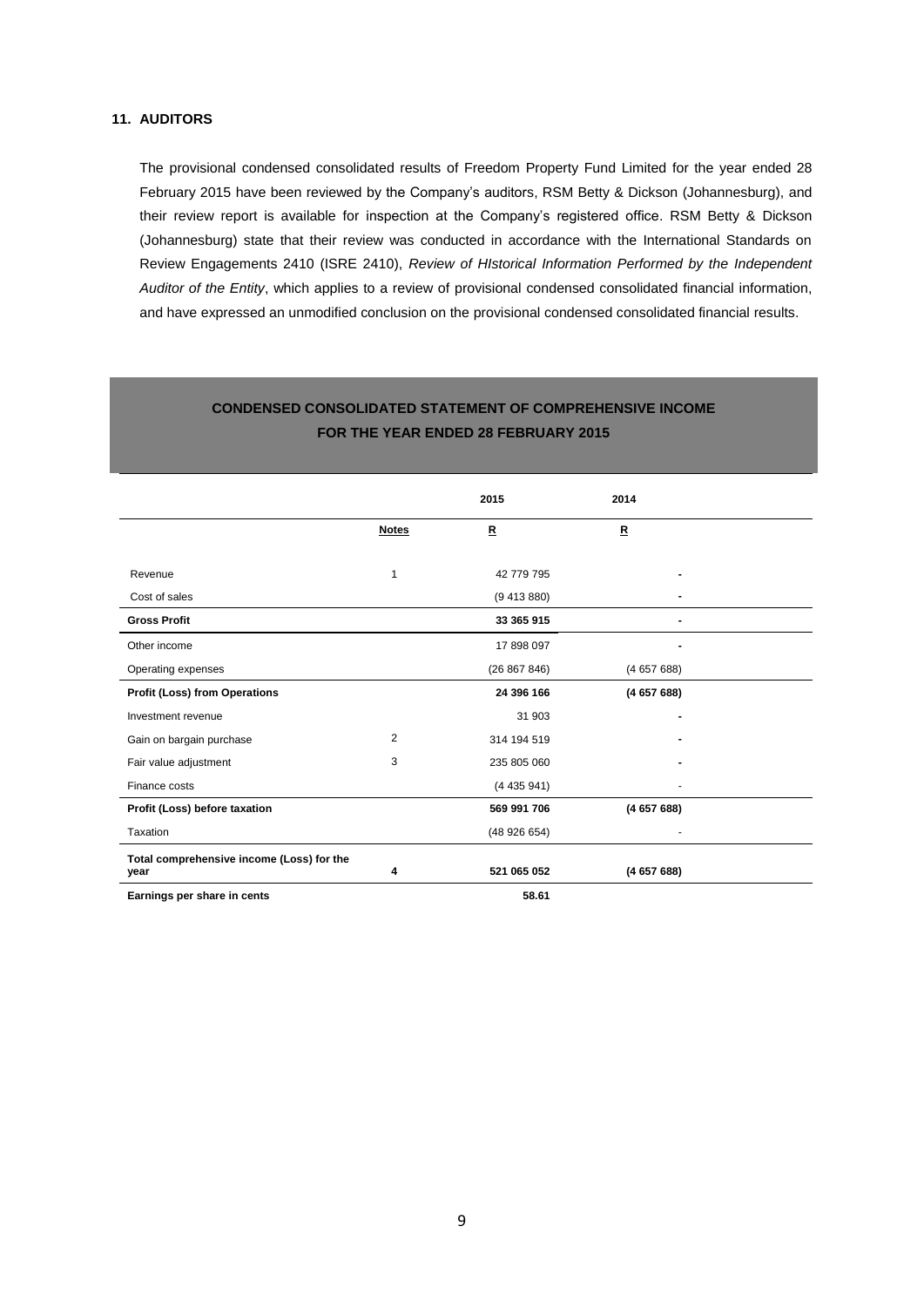## 11. AUDITORS

The provisional condensed consolidated results of Freedom Property Fund Limited for the year ended 28 February 2015 have been reviewed by the Company's auditors, RSM Betty & Dickson (Johannesburg), and their review report is available for inspection at the Company's registered office. RSM Betty & Dickson (Johannesburg) state that their review was conducted in accordance with the International Standards on Review Engagements 2410 (ISRE 2410), *Review of HIstorical Information Performed by the Independent Auditor of the Entity*, which applies to a review of provisional condensed consolidated financial information, and have expressed an unmodified conclusion on the provisional condensed consolidated financial results.

## CONDENSED CONSOLIDATED STATEMENT OF COMPREHENSIVE INCOME FOR THE YEAR ENDED 28 FEBRUARY 2015

| | | **2015** | **2014** |
|---|---|---|---|
| | **Notes** | **R** | **R** |
| Revenue | 1 | 42 779 795 | - |
| Cost of sales | | (9 413 880) | - |
| **Gross Profit** | | **33 365 915** | **-** |
| Other income | | 17 898 097 | - |
| Operating expenses | | (26 867 846) | (4 657 688) |
| **Profit (Loss) from Operations** | | **24 396 166** | **(4 657 688)** |
| Investment revenue | | 31 903 | - |
| Gain on bargain purchase | 2 | 314 194 519 | - |
| Fair value adjustment | 3 | 235 805 060 | - |
| Finance costs | | (4 435 941) | - |
| **Profit (Loss) before taxation** | | **569 991 706** | **(4 657 688)** |
| Taxation | | (48 926 654) | - |
| **Total comprehensive income (Loss) for the year** | **4** | **521 065 052** | **(4 657 688)** |
| **Earnings per share in cents** | | **58.61** | |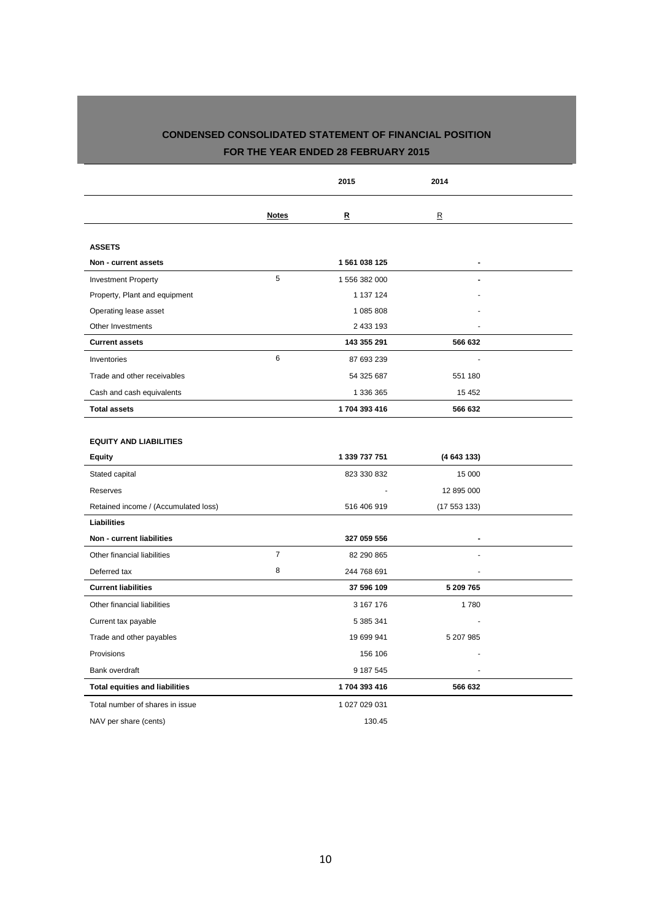## CONDENSED CONSOLIDATED STATEMENT OF FINANCIAL POSITION

## FOR THE YEAR ENDED 28 FEBRUARY 2015

| | Notes | 2015<br>R | 2014<br>R |
|---|---|---|---|
| **ASSETS** | | | |
| **Non - current assets** | | **1 561 038 125** | **-** |
| Investment Property | 5 | 1 556 382 000 | - |
| Property, Plant and equipment | | 1 137 124 | - |
| Operating lease asset | | 1 085 808 | - |
| Other Investments | | 2 433 193 | - |
| **Current assets** | | **143 355 291** | **566 632** |
| Inventories | 6 | 87 693 239 | - |
| Trade and other receivables | | 54 325 687 | 551 180 |
| Cash and cash equivalents | | 1 336 365 | 15 452 |
| **Total assets** | | **1 704 393 416** | **566 632** |
| | | | |
| **EQUITY AND LIABILITIES** | | | |
| **Equity** | | **1 339 737 751** | **(4 643 133)** |
| Stated capital | | 823 330 832 | 15 000 |
| Reserves | | - | 12 895 000 |
| Retained income / (Accumulated loss) | | 516 406 919 | (17 553 133) |
| **Liabilities** | | | |
| **Non - current liabilities** | | **327 059 556** | **-** |
| Other financial liabilities | 7 | 82 290 865 | - |
| Deferred tax | 8 | 244 768 691 | - |
| **Current liabilities** | | **37 596 109** | **5 209 765** |
| Other financial liabilities | | 3 167 176 | 1 780 |
| Current tax payable | | 5 385 341 | - |
| Trade and other payables | | 19 699 941 | 5 207 985 |
| Provisions | | 156 106 | - |
| Bank overdraft | | 9 187 545 | - |
| **Total equities and liabilities** | | **1 704 393 416** | **566 632** |
| Total number of shares in issue | | 1 027 029 031 | |
| NAV per share (cents) | | 130.45 | |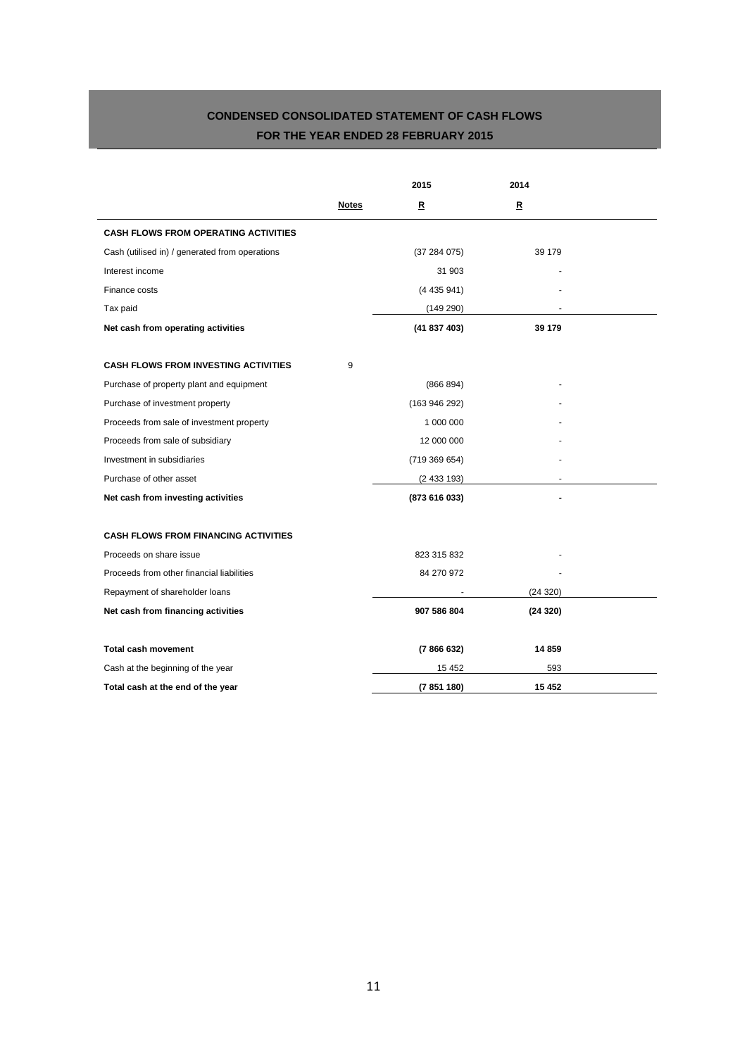## CONDENSED CONSOLIDATED STATEMENT OF CASH FLOWS

### FOR THE YEAR ENDED 28 FEBRUARY 2015

| | Notes | 2015 R | 2014 R |
|---|---|---|---|
| **CASH FLOWS FROM OPERATING ACTIVITIES** | | | |
| Cash (utilised in) / generated from operations | | (37 284 075) | 39 179 |
| Interest income | | 31 903 | - |
| Finance costs | | (4 435 941) | - |
| Tax paid | | (149 290) | - |
| **Net cash from operating activities** | | **(41 837 403)** | **39 179** |
| | | | |
| **CASH FLOWS FROM INVESTING ACTIVITIES** | 9 | | |
| Purchase of property plant and equipment | | (866 894) | - |
| Purchase of investment property | | (163 946 292) | - |
| Proceeds from sale of investment property | | 1 000 000 | - |
| Proceeds from sale of subsidiary | | 12 000 000 | - |
| Investment in subsidiaries | | (719 369 654) | - |
| Purchase of other asset | | (2 433 193) | - |
| **Net cash from investing activities** | | **(873 616 033)** | **-** |
| | | | |
| **CASH FLOWS FROM FINANCING ACTIVITIES** | | | |
| Proceeds on share issue | | 823 315 832 | - |
| Proceeds from other financial liabilities | | 84 270 972 | - |
| Repayment of shareholder loans | | - | (24 320) |
| **Net cash from financing activities** | | **907 586 804** | **(24 320)** |
| | | | |
| **Total cash movement** | | **(7 866 632)** | **14 859** |
| Cash at the beginning of the year | | 15 452 | 593 |
| **Total cash at the end of the year** | | **(7 851 180)** | **15 452** |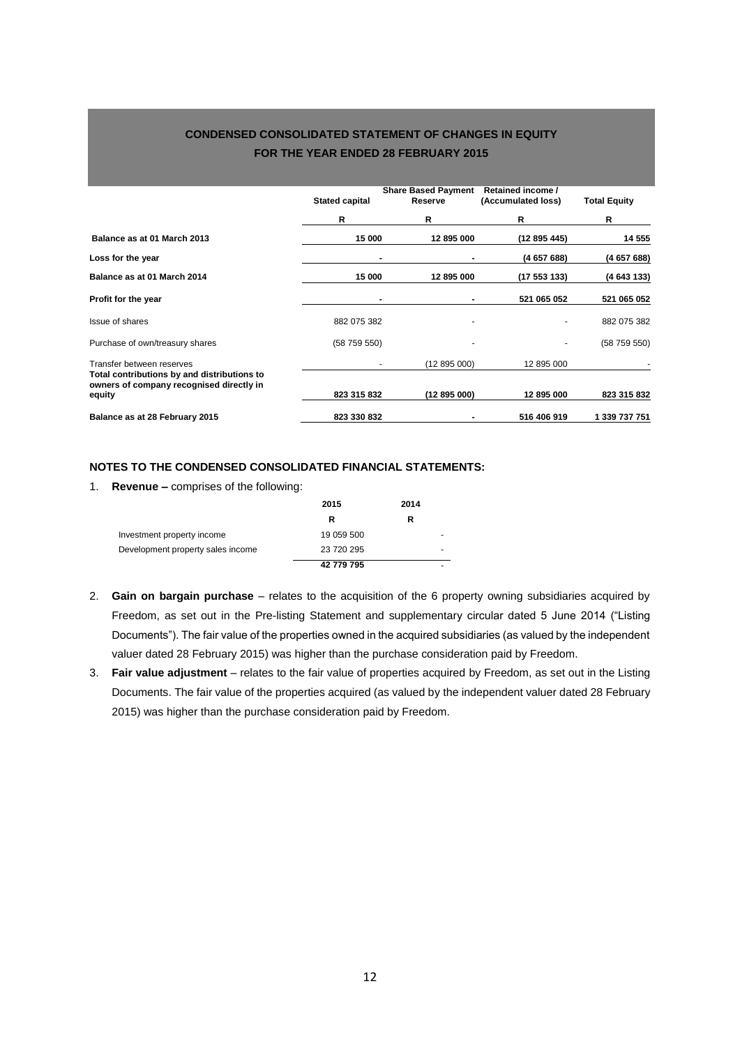## CONDENSED CONSOLIDATED STATEMENT OF CHANGES IN EQUITY
## FOR THE YEAR ENDED 28 FEBRUARY 2015

| | Stated capital | Share Based Payment Reserve | Retained income / (Accumulated loss) | Total Equity |
|---|---|---|---|---|
| | R | R | R | R |
| **Balance as at 01 March 2013** | **15 000** | **12 895 000** | **(12 895 445)** | **14 555** |
| **Loss for the year** | **-** | **-** | **(4 657 688)** | **(4 657 688)** |
| **Balance as at 01 March 2014** | **15 000** | **12 895 000** | **(17 553 133)** | **(4 643 133)** |
| **Profit for the year** | **-** | **-** | **521 065 052** | **521 065 052** |
| Issue of shares | 882 075 382 | - | - | 882 075 382 |
| Purchase of own/treasury shares | (58 759 550) | - | - | (58 759 550) |
| Transfer between reserves | - | (12 895 000) | 12 895 000 | - |
| **Total contributions by and distributions to owners of company recognised directly in equity** | **823 315 832** | **(12 895 000)** | **12 895 000** | **823 315 832** |
| **Balance as at 28 February 2015** | **823 330 832** | **-** | **516 406 919** | **1 339 737 751** |

### NOTES TO THE CONDENSED CONSOLIDATED FINANCIAL STATEMENTS:

1. **Revenue –** comprises of the following:

| | 2015 | 2014 |
|---|---|---|
| | R | R |
| Investment property income | 19 059 500 | - |
| Development property sales income | 23 720 295 | - |
| | **42 779 795** | - |

2. **Gain on bargain purchase** – relates to the acquisition of the 6 property owning subsidiaries acquired by Freedom, as set out in the Pre-listing Statement and supplementary circular dated 5 June 2014 ("Listing Documents"). The fair value of the properties owned in the acquired subsidiaries (as valued by the independent valuer dated 28 February 2015) was higher than the purchase consideration paid by Freedom.

3. **Fair value adjustment** – relates to the fair value of properties acquired by Freedom, as set out in the Listing Documents. The fair value of the properties acquired (as valued by the independent valuer dated 28 February 2015) was higher than the purchase consideration paid by Freedom.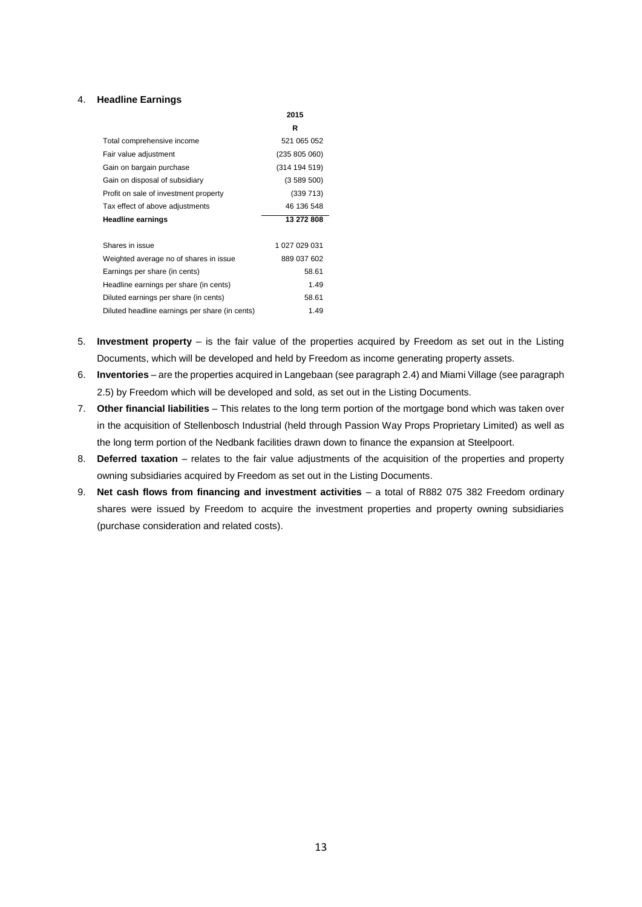4. **Headline Earnings**

| | 2015 |
|---|---|
| | **R** |
| Total comprehensive income | 521 065 052 |
| Fair value adjustment | (235 805 060) |
| Gain on bargain purchase | (314 194 519) |
| Gain on disposal of subsidiary | (3 589 500) |
| Profit on sale of investment property | (339 713) |
| Tax effect of above adjustments | 46 136 548 |
| **Headline earnings** | **13 272 808** |
| | |
| Shares in issue | 1 027 029 031 |
| Weighted average no of shares in issue | 889 037 602 |
| Earnings per share (in cents) | 58.61 |
| Headline earnings per share (in cents) | 1.49 |
| Diluted earnings per share (in cents) | 58.61 |
| Diluted headline earnings per share (in cents) | 1.49 |

5. **Investment property** – is the fair value of the properties acquired by Freedom as set out in the Listing Documents, which will be developed and held by Freedom as income generating property assets.
6. **Inventories** – are the properties acquired in Langebaan (see paragraph 2.4) and Miami Village (see paragraph 2.5) by Freedom which will be developed and sold, as set out in the Listing Documents.
7. **Other financial liabilities** – This relates to the long term portion of the mortgage bond which was taken over in the acquisition of Stellenbosch Industrial (held through Passion Way Props Proprietary Limited) as well as the long term portion of the Nedbank facilities drawn down to finance the expansion at Steelpoort.
8. **Deferred taxation** – relates to the fair value adjustments of the acquisition of the properties and property owning subsidiaries acquired by Freedom as set out in the Listing Documents.
9. **Net cash flows from financing and investment activities** – a total of R882 075 382 Freedom ordinary shares were issued by Freedom to acquire the investment properties and property owning subsidiaries (purchase consideration and related costs).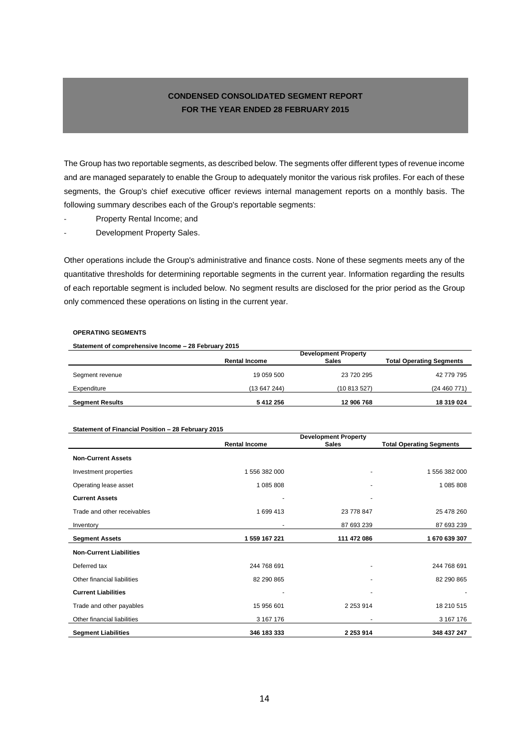## CONDENSED CONSOLIDATED SEGMENT REPORT
## FOR THE YEAR ENDED 28 FEBRUARY 2015

The Group has two reportable segments, as described below. The segments offer different types of revenue income and are managed separately to enable the Group to adequately monitor the various risk profiles. For each of these segments, the Group's chief executive officer reviews internal management reports on a monthly basis. The following summary describes each of the Group's reportable segments:

- Property Rental Income; and
- Development Property Sales.

Other operations include the Group's administrative and finance costs. None of these segments meets any of the quantitative thresholds for determining reportable segments in the current year. Information regarding the results of each reportable segment is included below. No segment results are disclosed for the prior period as the Group only commenced these operations on listing in the current year.

**OPERATING SEGMENTS**

**Statement of comprehensive Income – 28 February 2015**

| | Rental Income | Development Property Sales | Total Operating Segments |
|---|---|---|---|
| Segment revenue | 19 059 500 | 23 720 295 | 42 779 795 |
| Expenditure | (13 647 244) | (10 813 527) | (24 460 771) |
| **Segment Results** | **5 412 256** | **12 906 768** | **18 319 024** |

**Statement of Financial Position – 28 February 2015**

| | Rental Income | Development Property Sales | Total Operating Segments |
|---|---|---|---|
| **Non-Current Assets** | | | |
| Investment properties | 1 556 382 000 | - | 1 556 382 000 |
| Operating lease asset | 1 085 808 | - | 1 085 808 |
| **Current Assets** | - | - | |
| Trade and other receivables | 1 699 413 | 23 778 847 | 25 478 260 |
| Inventory | - | 87 693 239 | 87 693 239 |
| **Segment Assets** | **1 559 167 221** | **111 472 086** | **1 670 639 307** |
| **Non-Current Liabilities** | | | |
| Deferred tax | 244 768 691 | - | 244 768 691 |
| Other financial liabilities | 82 290 865 | - | 82 290 865 |
| **Current Liabilities** | - | - | - |
| Trade and other payables | 15 956 601 | 2 253 914 | 18 210 515 |
| Other financial liabilities | 3 167 176 | - | 3 167 176 |
| **Segment Liabilities** | **346 183 333** | **2 253 914** | **348 437 247** |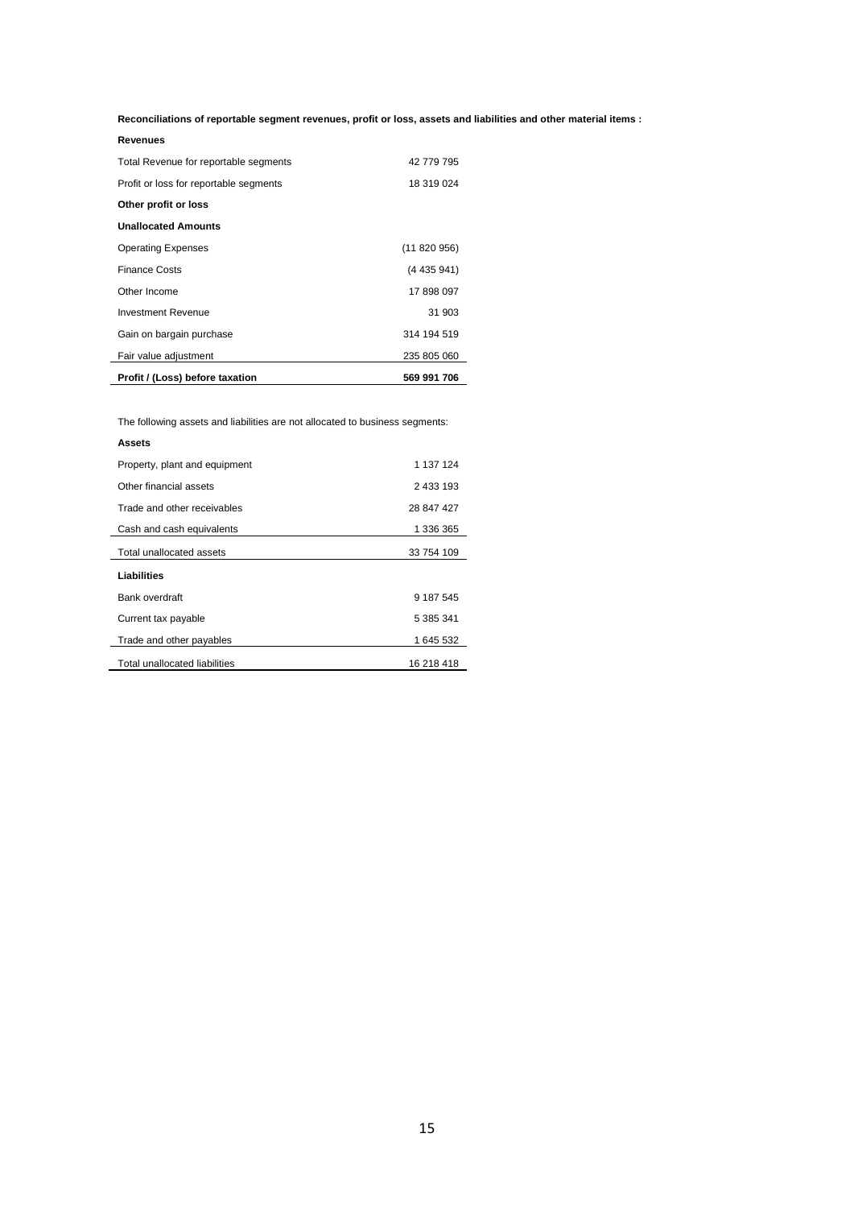**Reconciliations of reportable segment revenues, profit or loss, assets and liabilities and other material items :**

| **Revenues** | |
|---|---|
| Total Revenue for reportable segments | 42 779 795 |
| Profit or loss for reportable segments | 18 319 024 |
| **Other profit or loss** | |
| **Unallocated Amounts** | |
| Operating Expenses | (11 820 956) |
| Finance Costs | (4 435 941) |
| Other Income | 17 898 097 |
| Investment Revenue | 31 903 |
| Gain on bargain purchase | 314 194 519 |
| Fair value adjustment | 235 805 060 |
| **Profit / (Loss) before taxation** | **569 991 706** |

The following assets and liabilities are not allocated to business segments:

| **Assets** | |
|---|---|
| Property, plant and equipment | 1 137 124 |
| Other financial assets | 2 433 193 |
| Trade and other receivables | 28 847 427 |
| Cash and cash equivalents | 1 336 365 |
| Total unallocated assets | 33 754 109 |
| **Liabilities** | |
| Bank overdraft | 9 187 545 |
| Current tax payable | 5 385 341 |
| Trade and other payables | 1 645 532 |
| Total unallocated liabilities | 16 218 418 |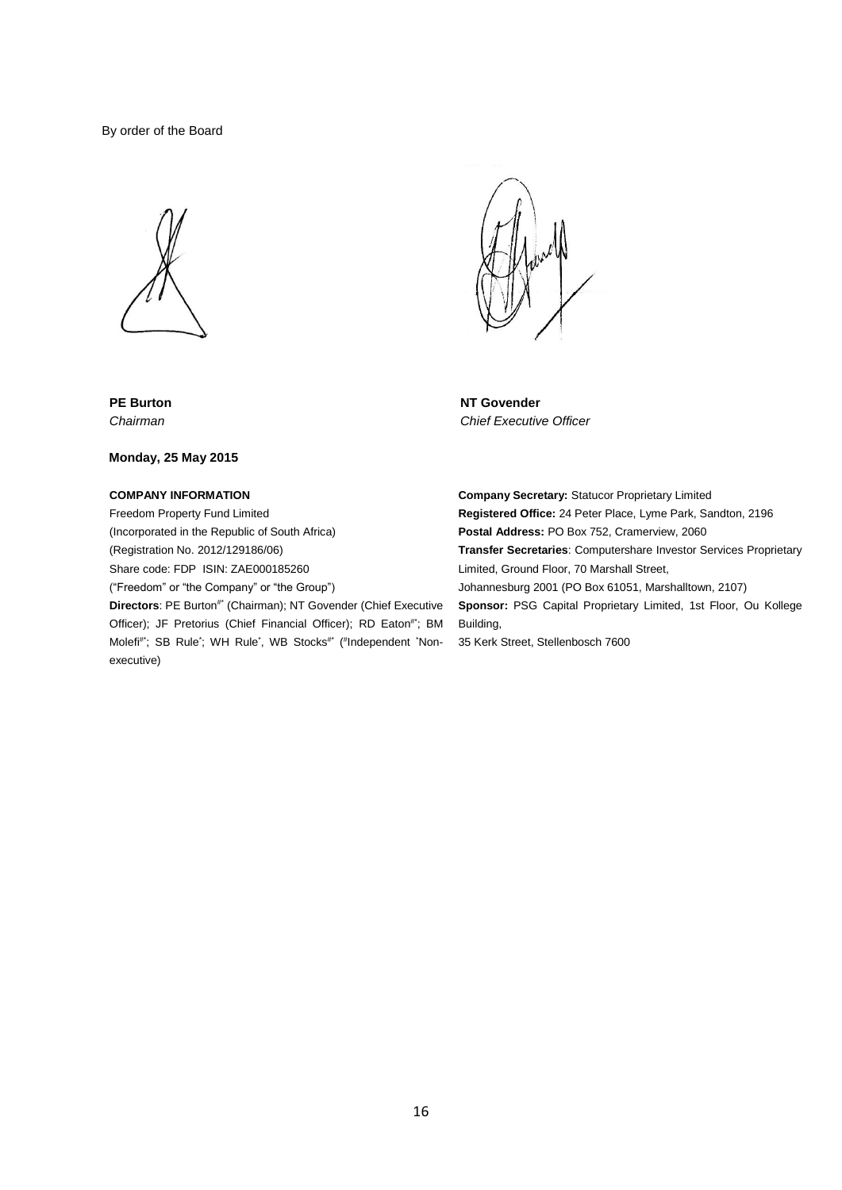By order of the Board

**PE Burton**
*Chairman*

**NT Govender**
*Chief Executive Officer*

**Monday, 25 May 2015**

**COMPANY INFORMATION**

Freedom Property Fund Limited
(Incorporated in the Republic of South Africa)
(Registration No. 2012/129186/06)
Share code: FDP ISIN: ZAE000185260
("Freedom" or "the Company" or "the Group")

**Directors**: PE Burton#* (Chairman); NT Govender (Chief Executive Officer); JF Pretorius (Chief Financial Officer); RD Eaton#*; BM Molefi#*; SB Rule*; WH Rule*, WB Stocks#* (#Independent *Non-executive)

**Company Secretary:** Statucor Proprietary Limited
**Registered Office:** 24 Peter Place, Lyme Park, Sandton, 2196
**Postal Address:** PO Box 752, Cramerview, 2060
**Transfer Secretaries**: Computershare Investor Services Proprietary Limited, Ground Floor, 70 Marshall Street, Johannesburg 2001 (PO Box 61051, Marshalltown, 2107)
**Sponsor:** PSG Capital Proprietary Limited, 1st Floor, Ou Kollege Building, 35 Kerk Street, Stellenbosch 7600